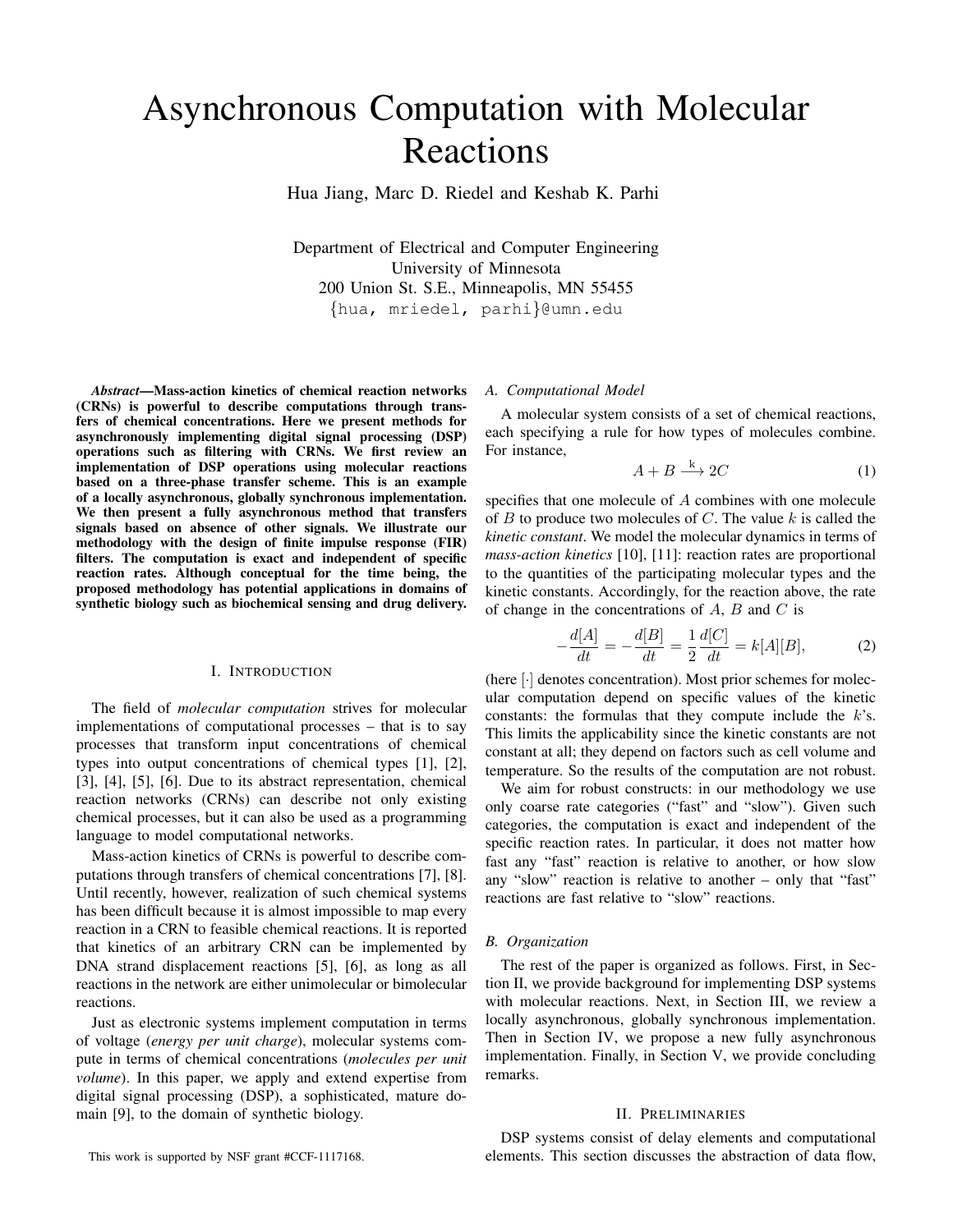# Asynchronous Computation with Molecular Reactions

Hua Jiang, Marc D. Riedel and Keshab K. Parhi

Department of Electrical and Computer Engineering
University of Minnesota
200 Union St. S.E., Minneapolis, MN 55455
{hua, mriedel, parhi}@umn.edu

***Abstract*—Mass-action kinetics of chemical reaction networks (CRNs) is powerful to describe computations through transfers of chemical concentrations. Here we present methods for asynchronously implementing digital signal processing (DSP) operations such as filtering with CRNs. We first review an implementation of DSP operations using molecular reactions based on a three-phase transfer scheme. This is an example of a locally asynchronous, globally synchronous implementation. We then present a fully asynchronous method that transfers signals based on absence of other signals. We illustrate our methodology with the design of finite impulse response (FIR) filters. The computation is exact and independent of specific reaction rates. Although conceptual for the time being, the proposed methodology has potential applications in domains of synthetic biology such as biochemical sensing and drug delivery.**

## I. Introduction

The field of *molecular computation* strives for molecular implementations of computational processes – that is to say processes that transform input concentrations of chemical types into output concentrations of chemical types [1], [2], [3], [4], [5], [6]. Due to its abstract representation, chemical reaction networks (CRNs) can describe not only existing chemical processes, but it can also be used as a programming language to model computational networks.

Mass-action kinetics of CRNs is powerful to describe computations through transfers of chemical concentrations [7], [8]. Until recently, however, realization of such chemical systems has been difficult because it is almost impossible to map every reaction in a CRN to feasible chemical reactions. It is reported that kinetics of an arbitrary CRN can be implemented by DNA strand displacement reactions [5], [6], as long as all reactions in the network are either unimolecular or bimolecular reactions.

Just as electronic systems implement computation in terms of voltage (*energy per unit charge*), molecular systems compute in terms of chemical concentrations (*molecules per unit volume*). In this paper, we apply and extend expertise from digital signal processing (DSP), a sophisticated, mature domain [9], to the domain of synthetic biology.

This work is supported by NSF grant #CCF-1117168.

### A. Computational Model

A molecular system consists of a set of chemical reactions, each specifying a rule for how types of molecules combine. For instance,

$$A + B \xrightarrow{k} 2C \tag{1}$$

specifies that one molecule of $A$ combines with one molecule of $B$ to produce two molecules of $C$. The value $k$ is called the *kinetic constant*. We model the molecular dynamics in terms of *mass-action kinetics* [10], [11]: reaction rates are proportional to the quantities of the participating molecular types and the kinetic constants. Accordingly, for the reaction above, the rate of change in the concentrations of $A$, $B$ and $C$ is

$$-\frac{d[A]}{dt} = -\frac{d[B]}{dt} = \frac{1}{2}\frac{d[C]}{dt} = k[A][B], \tag{2}$$

(here $[\cdot]$ denotes concentration). Most prior schemes for molecular computation depend on specific values of the kinetic constants: the formulas that they compute include the $k$'s. This limits the applicability since the kinetic constants are not constant at all; they depend on factors such as cell volume and temperature. So the results of the computation are not robust.

We aim for robust constructs: in our methodology we use only coarse rate categories ("fast" and "slow"). Given such categories, the computation is exact and independent of the specific reaction rates. In particular, it does not matter how fast any "fast" reaction is relative to another, or how slow any "slow" reaction is relative to another – only that "fast" reactions are fast relative to "slow" reactions.

### B. Organization

The rest of the paper is organized as follows. First, in Section II, we provide background for implementing DSP systems with molecular reactions. Next, in Section III, we review a locally asynchronous, globally synchronous implementation. Then in Section IV, we propose a new fully asynchronous implementation. Finally, in Section V, we provide concluding remarks.

## II. Preliminaries

DSP systems consist of delay elements and computational elements. This section discusses the abstraction of data flow,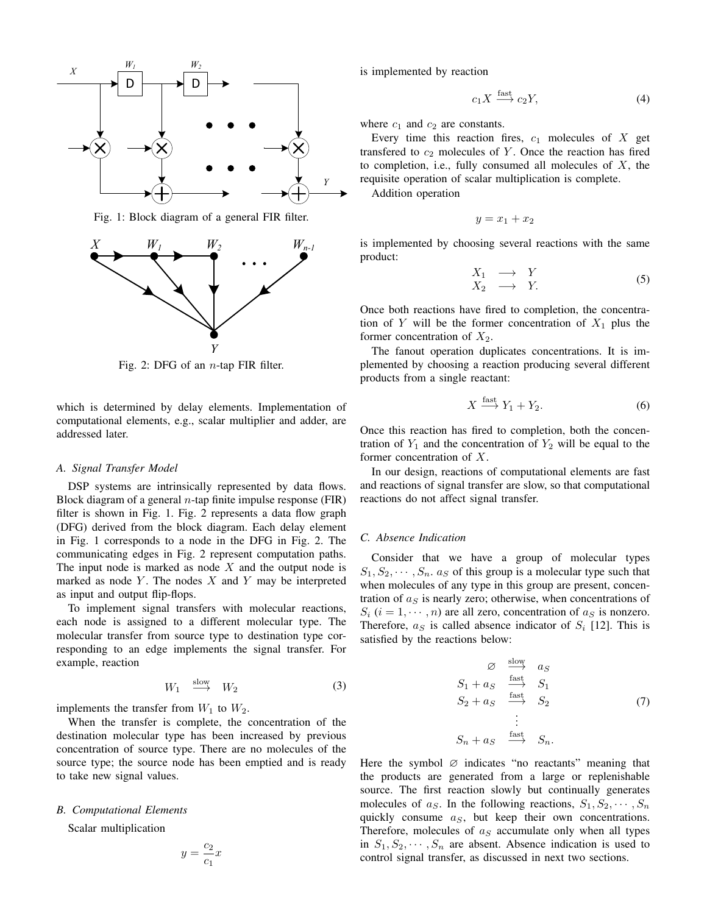Fig. 1: Block diagram of a general FIR filter.

Fig. 2: DFG of an $n$-tap FIR filter.

which is determined by delay elements. Implementation of computational elements, e.g., scalar multiplier and adder, are addressed later.

### A. Signal Transfer Model

DSP systems are intrinsically represented by data flows. Block diagram of a general $n$-tap finite impulse response (FIR) filter is shown in Fig. 1. Fig. 2 represents a data flow graph (DFG) derived from the block diagram. Each delay element in Fig. 1 corresponds to a node in the DFG in Fig. 2. The communicating edges in Fig. 2 represent computation paths. The input node is marked as node $X$ and the output node is marked as node $Y$. The nodes $X$ and $Y$ may be interpreted as input and output flip-flops.

To implement signal transfers with molecular reactions, each node is assigned to a different molecular type. The molecular transfer from source type to destination type corresponding to an edge implements the signal transfer. For example, reaction

$$W_1 \xrightarrow{\text{slow}} W_2 \tag{3}$$

implements the transfer from $W_1$ to $W_2$.

When the transfer is complete, the concentration of the destination molecular type has been increased by previous concentration of source type. There are no molecules of the source type; the source node has been emptied and is ready to take new signal values.

### B. Computational Elements

Scalar multiplication

$$y = \frac{c_2}{c_1}x$$

is implemented by reaction

$$c_1 X \xrightarrow{\text{fast}} c_2 Y, \tag{4}$$

where $c_1$ and $c_2$ are constants.

Every time this reaction fires, $c_1$ molecules of $X$ get transfered to $c_2$ molecules of $Y$. Once the reaction has fired to completion, i.e., fully consumed all molecules of $X$, the requisite operation of scalar multiplication is complete.

Addition operation

$$y = x_1 + x_2$$

is implemented by choosing several reactions with the same product:

$$\begin{array}{rcl} X_1 & \longrightarrow & Y \\ X_2 & \longrightarrow & Y. \end{array} \tag{5}$$

Once both reactions have fired to completion, the concentration of $Y$ will be the former concentration of $X_1$ plus the former concentration of $X_2$.

The fanout operation duplicates concentrations. It is implemented by choosing a reaction producing several different products from a single reactant:

$$X \xrightarrow{\text{fast}} Y_1 + Y_2. \tag{6}$$

Once this reaction has fired to completion, both the concentration of $Y_1$ and the concentration of $Y_2$ will be equal to the former concentration of $X$.

In our design, reactions of computational elements are fast and reactions of signal transfer are slow, so that computational reactions do not affect signal transfer.

### C. Absence Indication

Consider that we have a group of molecular types $S_1, S_2, \cdots, S_n$. $a_S$ of this group is a molecular type such that when molecules of any type in this group are present, concentration of $a_S$ is nearly zero; otherwise, when concentrations of $S_i$ $(i = 1, \cdots, n)$ are all zero, concentration of $a_S$ is nonzero. Therefore, $a_S$ is called absence indicator of $S_i$ [12]. This is satisfied by the reactions below:

$$\begin{array}{rcl} \varnothing & \xrightarrow{\text{slow}} & a_S \\ S_1 + a_S & \xrightarrow{\text{fast}} & S_1 \\ S_2 + a_S & \xrightarrow{\text{fast}} & S_2 \\ & \vdots & \\ S_n + a_S & \xrightarrow{\text{fast}} & S_n. \end{array} \tag{7}$$

Here the symbol $\varnothing$ indicates "no reactants" meaning that the products are generated from a large or replenishable source. The first reaction slowly but continually generates molecules of $a_S$. In the following reactions, $S_1, S_2, \cdots, S_n$ quickly consume $a_S$, but keep their own concentrations. Therefore, molecules of $a_S$ accumulate only when all types in $S_1, S_2, \cdots, S_n$ are absent. Absence indication is used to control signal transfer, as discussed in next two sections.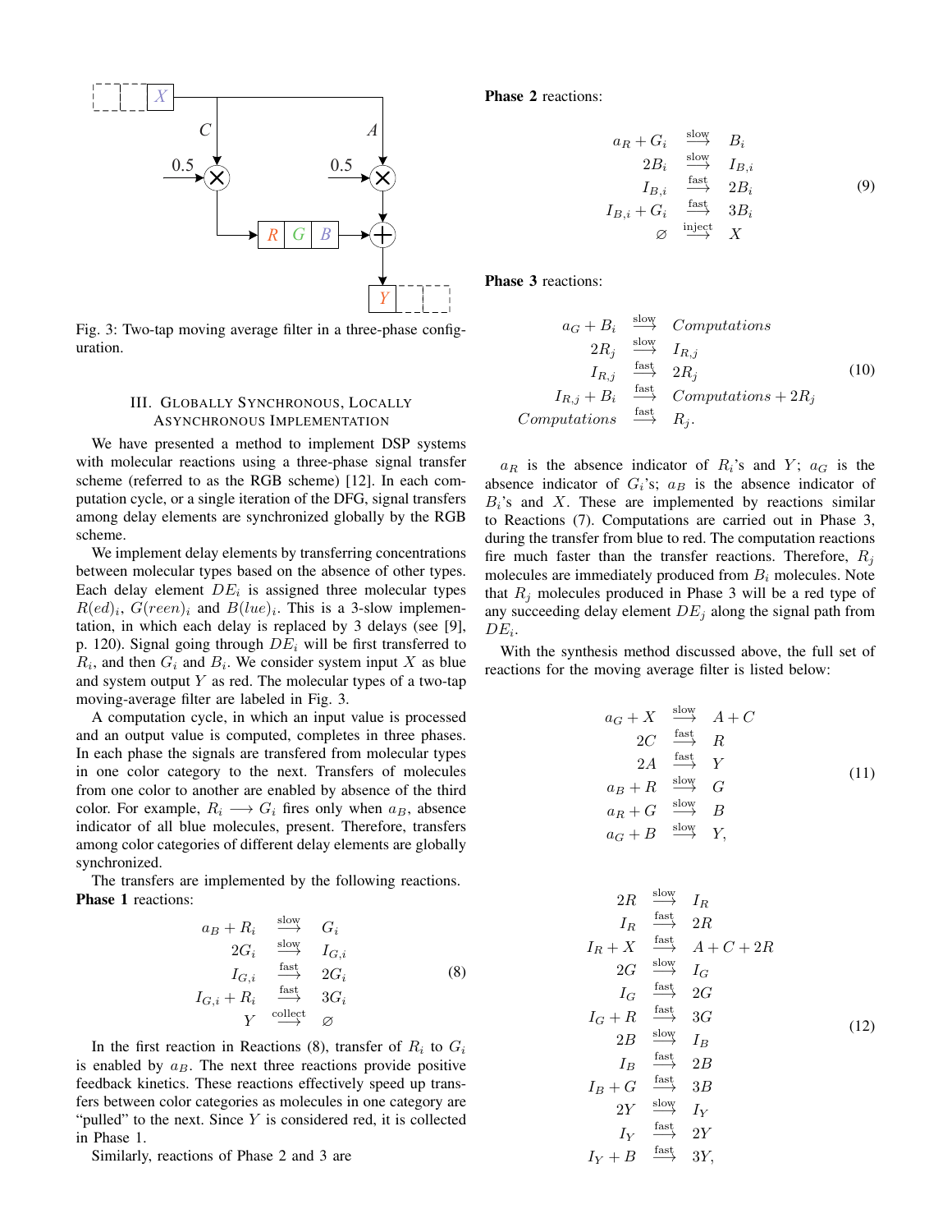Fig. 3: Two-tap moving average filter in a three-phase configuration.

## III. Globally Synchronous, Locally Asynchronous Implementation

We have presented a method to implement DSP systems with molecular reactions using a three-phase signal transfer scheme (referred to as the RGB scheme) [12]. In each computation cycle, or a single iteration of the DFG, signal transfers among delay elements are synchronized globally by the RGB scheme.

We implement delay elements by transferring concentrations between molecular types based on the absence of other types. Each delay element $DE_i$ is assigned three molecular types $R(ed)_i$, $G(reen)_i$ and $B(lue)_i$. This is a 3-slow implementation, in which each delay is replaced by 3 delays (see [9], p. 120). Signal going through $DE_i$ will be first transferred to $R_i$, and then $G_i$ and $B_i$. We consider system input $X$ as blue and system output $Y$ as red. The molecular types of a two-tap moving-average filter are labeled in Fig. 3.

A computation cycle, in which an input value is processed and an output value is computed, completes in three phases. In each phase the signals are transfered from molecular types in one color category to the next. Transfers of molecules from one color to another are enabled by absence of the third color. For example, $R_i \longrightarrow G_i$ fires only when $a_B$, absence indicator of all blue molecules, present. Therefore, transfers among color categories of different delay elements are globally synchronized.

The transfers are implemented by the following reactions.

**Phase 1** reactions:

$$
\begin{aligned}
a_B + R_i &\xrightarrow{\text{slow}} G_i \\
2G_i &\xrightarrow{\text{slow}} I_{G,i} \\
I_{G,i} &\xrightarrow{\text{fast}} 2G_i \\
I_{G,i} + R_i &\xrightarrow{\text{fast}} 3G_i \\
Y &\xrightarrow{\text{collect}} \varnothing
\end{aligned}
\tag{8}
$$

In the first reaction in Reactions (8), transfer of $R_i$ to $G_i$ is enabled by $a_B$. The next three reactions provide positive feedback kinetics. These reactions effectively speed up transfers between color categories as molecules in one category are "pulled" to the next. Since $Y$ is considered red, it is collected in Phase 1.

Similarly, reactions of Phase 2 and 3 are

**Phase 2** reactions:

$$
\begin{aligned}
a_R + G_i &\xrightarrow{\text{slow}} B_i \\
2B_i &\xrightarrow{\text{slow}} I_{B,i} \\
I_{B,i} &\xrightarrow{\text{fast}} 2B_i \\
I_{B,i} + G_i &\xrightarrow{\text{fast}} 3B_i \\
\varnothing &\xrightarrow{\text{inject}} X
\end{aligned}
\tag{9}
$$

**Phase 3** reactions:

$$
\begin{aligned}
a_G + B_i &\xrightarrow{\text{slow}} Computations \\
2R_j &\xrightarrow{\text{slow}} I_{R,j} \\
I_{R,j} &\xrightarrow{\text{fast}} 2R_j \\
I_{R,j} + B_i &\xrightarrow{\text{fast}} Computations + 2R_j \\
Computations &\xrightarrow{\text{fast}} R_j.
\end{aligned}
\tag{10}
$$

$a_R$ is the absence indicator of $R_i$'s and $Y$; $a_G$ is the absence indicator of $G_i$'s; $a_B$ is the absence indicator of $B_i$'s and $X$. These are implemented by reactions similar to Reactions (7). Computations are carried out in Phase 3, during the transfer from blue to red. The computation reactions fire much faster than the transfer reactions. Therefore, $R_j$ molecules are immediately produced from $B_i$ molecules. Note that $R_j$ molecules produced in Phase 3 will be a red type of any succeeding delay element $DE_j$ along the signal path from $DE_i$.

With the synthesis method discussed above, the full set of reactions for the moving average filter is listed below:

$$
\begin{aligned}
a_G + X &\xrightarrow{\text{slow}} A + C \\
2C &\xrightarrow{\text{fast}} R \\
2A &\xrightarrow{\text{fast}} Y \\
a_B + R &\xrightarrow{\text{slow}} G \\
a_R + G &\xrightarrow{\text{slow}} B \\
a_G + B &\xrightarrow{\text{slow}} Y,
\end{aligned}
\tag{11}
$$

$$
\begin{aligned}
2R &\xrightarrow{\text{slow}} I_R \\
I_R &\xrightarrow{\text{fast}} 2R \\
I_R + X &\xrightarrow{\text{fast}} A + C + 2R \\
2G &\xrightarrow{\text{slow}} I_G \\
I_G &\xrightarrow{\text{fast}} 2G \\
I_G + R &\xrightarrow{\text{fast}} 3G \\
2B &\xrightarrow{\text{slow}} I_B \\
I_B &\xrightarrow{\text{fast}} 2B \\
I_B + G &\xrightarrow{\text{fast}} 3B \\
2Y &\xrightarrow{\text{slow}} I_Y \\
I_Y &\xrightarrow{\text{fast}} 2Y \\
I_Y + B &\xrightarrow{\text{fast}} 3Y,
\end{aligned}
\tag{12}
$$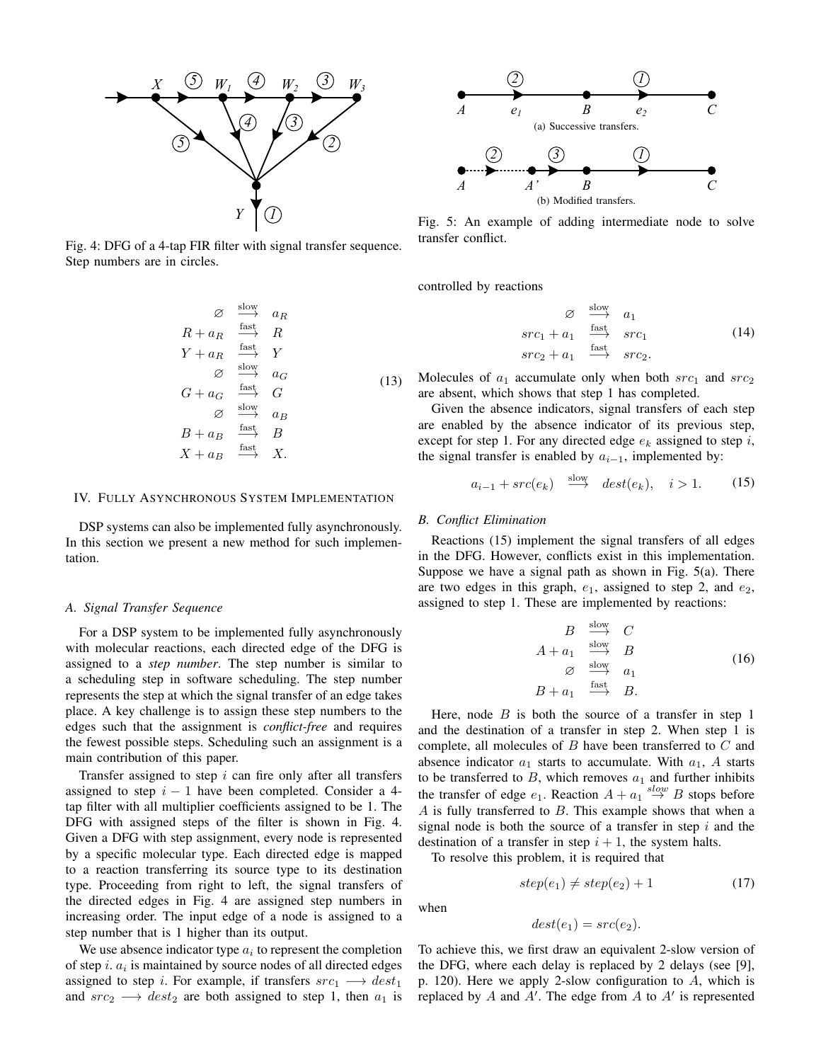Fig. 4: DFG of a 4-tap FIR filter with signal transfer sequence. Step numbers are in circles.

$$
\begin{aligned}
\varnothing &\xrightarrow{\text{slow}} a_R \\
R + a_R &\xrightarrow{\text{fast}} R \\
Y + a_R &\xrightarrow{\text{fast}} Y \\
\varnothing &\xrightarrow{\text{slow}} a_G \\
G + a_G &\xrightarrow{\text{fast}} G \\
\varnothing &\xrightarrow{\text{slow}} a_B \\
B + a_B &\xrightarrow{\text{fast}} B \\
X + a_B &\xrightarrow{\text{fast}} X.
\end{aligned}
\tag{13}
$$

## IV. Fully Asynchronous System Implementation

DSP systems can also be implemented fully asynchronously. In this section we present a new method for such implementation.

### A. Signal Transfer Sequence

For a DSP system to be implemented fully asynchronously with molecular reactions, each directed edge of the DFG is assigned to a *step number*. The step number is similar to a scheduling step in software scheduling. The step number represents the step at which the signal transfer of an edge takes place. A key challenge is to assign these step numbers to the edges such that the assignment is *conflict-free* and requires the fewest possible steps. Scheduling such an assignment is a main contribution of this paper.

Transfer assigned to step $i$ can fire only after all transfers assigned to step $i-1$ have been completed. Consider a 4-tap filter with all multiplier coefficients assigned to be 1. The DFG with assigned steps of the filter is shown in Fig. 4. Given a DFG with step assignment, every node is represented by a specific molecular type. Each directed edge is mapped to a reaction transferring its source type to its destination type. Proceeding from right to left, the signal transfers of the directed edges in Fig. 4 are assigned step numbers in increasing order. The input edge of a node is assigned to a step number that is 1 higher than its output.

We use absence indicator type $a_i$ to represent the completion of step $i$. $a_i$ is maintained by source nodes of all directed edges assigned to step $i$. For example, if transfers $src_1 \longrightarrow dest_1$ and $src_2 \longrightarrow dest_2$ are both assigned to step 1, then $a_1$ is controlled by reactions

$$
\begin{aligned}
\varnothing &\xrightarrow{\text{slow}} a_1 \\
src_1 + a_1 &\xrightarrow{\text{fast}} src_1 \\
src_2 + a_1 &\xrightarrow{\text{fast}} src_2.
\end{aligned}
\tag{14}
$$

Molecules of $a_1$ accumulate only when both $src_1$ and $src_2$ are absent, which shows that step 1 has completed.

Given the absence indicators, signal transfers of each step are enabled by the absence indicator of its previous step, except for step 1. For any directed edge $e_k$ assigned to step $i$, the signal transfer is enabled by $a_{i-1}$, implemented by:

$$
a_{i-1} + src(e_k) \xrightarrow{\text{slow}} dest(e_k), \quad i > 1. \tag{15}
$$

Fig. 5: An example of adding intermediate node to solve transfer conflict. (a) Successive transfers. (b) Modified transfers.

### B. Conflict Elimination

Reactions (15) implement the signal transfers of all edges in the DFG. However, conflicts exist in this implementation. Suppose we have a signal path as shown in Fig. 5(a). There are two edges in this graph, $e_1$, assigned to step 2, and $e_2$, assigned to step 1. These are implemented by reactions:

$$
\begin{aligned}
B &\xrightarrow{\text{slow}} C \\
A + a_1 &\xrightarrow{\text{slow}} B \\
\varnothing &\xrightarrow{\text{slow}} a_1 \\
B + a_1 &\xrightarrow{\text{fast}} B.
\end{aligned}
\tag{16}
$$

Here, node $B$ is both the source of a transfer in step 1 and the destination of a transfer in step 2. When step 1 is complete, all molecules of $B$ have been transferred to $C$ and absence indicator $a_1$ starts to accumulate. With $a_1$, $A$ starts to be transferred to $B$, which removes $a_1$ and further inhibits the transfer of edge $e_1$. Reaction $A + a_1 \xrightarrow{slow} B$ stops before $A$ is fully transferred to $B$. This example shows that when a signal node is both the source of a transfer in step $i$ and the destination of a transfer in step $i+1$, the system halts.

To resolve this problem, it is required that

$$
step(e_1) \neq step(e_2) + 1 \tag{17}
$$

when

$$
dest(e_1) = src(e_2).
$$

To achieve this, we first draw an equivalent 2-slow version of the DFG, where each delay is replaced by 2 delays (see [9], p. 120). Here we apply 2-slow configuration to $A$, which is replaced by $A$ and $A'$. The edge from $A$ to $A'$ is represented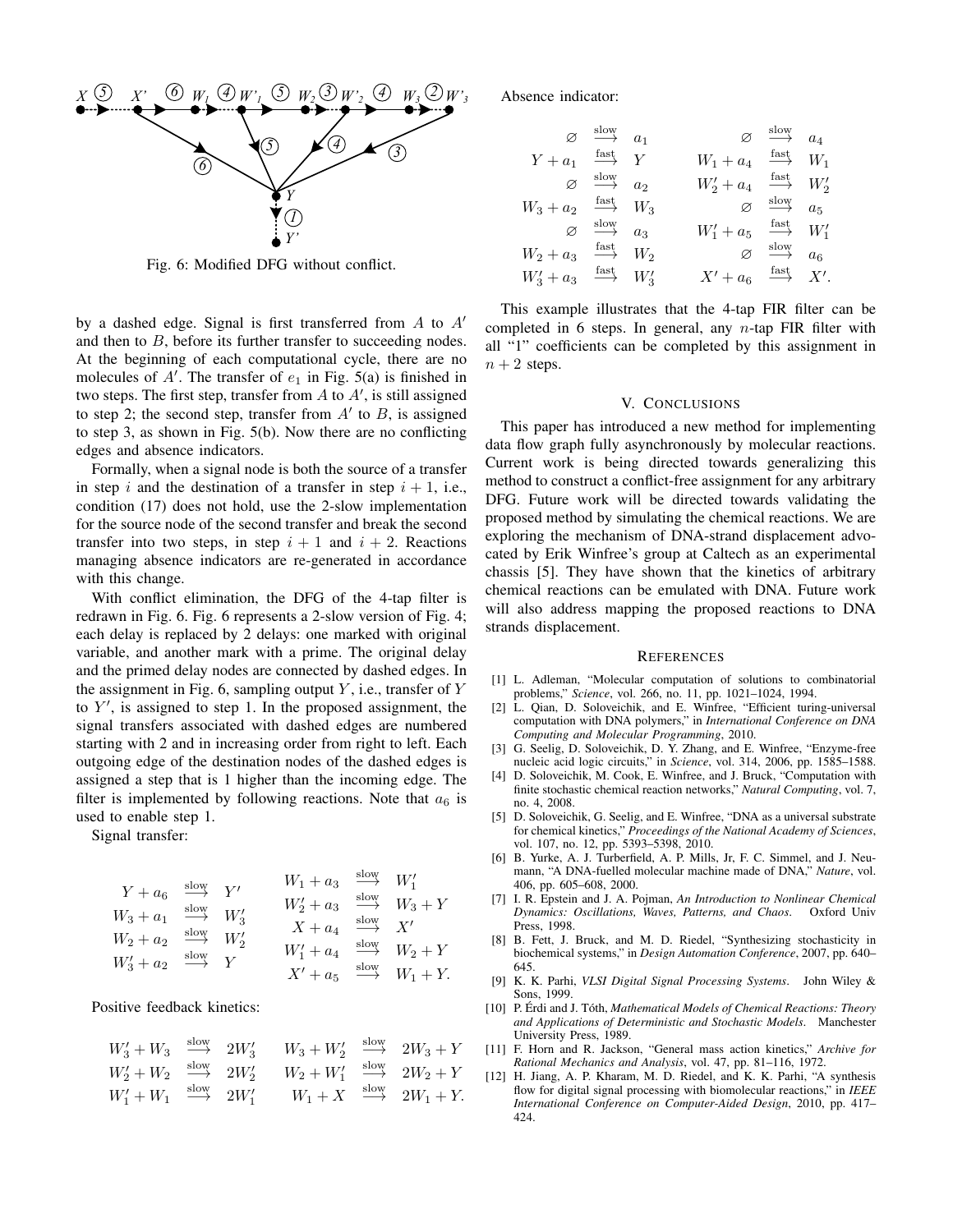Fig. 6: Modified DFG without conflict.

by a dashed edge. Signal is first transferred from $A$ to $A'$ and then to $B$, before its further transfer to succeeding nodes. At the beginning of each computational cycle, there are no molecules of $A'$. The transfer of $e_1$ in Fig. 5(a) is finished in two steps. The first step, transfer from $A$ to $A'$, is still assigned to step 2; the second step, transfer from $A'$ to $B$, is assigned to step 3, as shown in Fig. 5(b). Now there are no conflicting edges and absence indicators.

Formally, when a signal node is both the source of a transfer in step $i$ and the destination of a transfer in step $i+1$, i.e., condition (17) does not hold, use the 2-slow implementation for the source node of the second transfer and break the second transfer into two steps, in step $i+1$ and $i+2$. Reactions managing absence indicators are re-generated in accordance with this change.

With conflict elimination, the DFG of the 4-tap filter is redrawn in Fig. 6. Fig. 6 represents a 2-slow version of Fig. 4; each delay is replaced by 2 delays: one marked with original variable, and another mark with a prime. The original delay and the primed delay nodes are connected by dashed edges. In the assignment in Fig. 6, sampling output $Y$, i.e., transfer of $Y$ to $Y'$, is assigned to step 1. In the proposed assignment, the signal transfers associated with dashed edges are numbered starting with 2 and in increasing order from right to left. Each outgoing edge of the destination nodes of the dashed edges is assigned a step that is 1 higher than the incoming edge. The filter is implemented by following reactions. Note that $a_6$ is used to enable step 1.

Signal transfer:

$$
\begin{aligned}
Y + a_6 &\xrightarrow{\text{slow}} Y' & W_1 + a_3 &\xrightarrow{\text{slow}} W_1' \\
W_3 + a_1 &\xrightarrow{\text{slow}} W_3' & W_2' + a_3 &\xrightarrow{\text{slow}} W_3 + Y \\
W_2 + a_2 &\xrightarrow{\text{slow}} W_2' & X + a_4 &\xrightarrow{\text{slow}} X' \\
W_3' + a_2 &\xrightarrow{\text{slow}} Y & W_1' + a_4 &\xrightarrow{\text{slow}} W_2 + Y \\
& & X' + a_5 &\xrightarrow{\text{slow}} W_1 + Y.
\end{aligned}
$$

Positive feedback kinetics:

$$
\begin{aligned}
W_3' + W_3 &\xrightarrow{\text{slow}} 2W_3' & W_3 + W_2' &\xrightarrow{\text{slow}} 2W_3 + Y \\
W_2' + W_2 &\xrightarrow{\text{slow}} 2W_2' & W_2 + W_1' &\xrightarrow{\text{slow}} 2W_2 + Y \\
W_1' + W_1 &\xrightarrow{\text{slow}} 2W_1' & W_1 + X &\xrightarrow{\text{slow}} 2W_1 + Y.
\end{aligned}
$$

Absence indicator:

$$
\begin{aligned}
\varnothing &\xrightarrow{\text{slow}} a_1 & \varnothing &\xrightarrow{\text{slow}} a_4 \\
Y + a_1 &\xrightarrow{\text{fast}} Y & W_1 + a_4 &\xrightarrow{\text{fast}} W_1 \\
\varnothing &\xrightarrow{\text{slow}} a_2 & W_2' + a_4 &\xrightarrow{\text{fast}} W_2' \\
W_3 + a_2 &\xrightarrow{\text{fast}} W_3 & \varnothing &\xrightarrow{\text{slow}} a_5 \\
\varnothing &\xrightarrow{\text{slow}} a_3 & W_1' + a_5 &\xrightarrow{\text{fast}} W_1' \\
W_2 + a_3 &\xrightarrow{\text{fast}} W_2 & \varnothing &\xrightarrow{\text{slow}} a_6 \\
W_3' + a_3 &\xrightarrow{\text{fast}} W_3' & X' + a_6 &\xrightarrow{\text{fast}} X'.
\end{aligned}
$$

This example illustrates that the 4-tap FIR filter can be completed in 6 steps. In general, any $n$-tap FIR filter with all "1" coefficients can be completed by this assignment in $n+2$ steps.

## V. Conclusions

This paper has introduced a new method for implementing data flow graph fully asynchronously by molecular reactions. Current work is being directed towards generalizing this method to construct a conflict-free assignment for any arbitrary DFG. Future work will be directed towards validating the proposed method by simulating the chemical reactions. We are exploring the mechanism of DNA-strand displacement advocated by Erik Winfree's group at Caltech as an experimental chassis [5]. They have shown that the kinetics of arbitrary chemical reactions can be emulated with DNA. Future work will also address mapping the proposed reactions to DNA strands displacement.

## References

[1] L. Adleman, "Molecular computation of solutions to combinatorial problems," *Science*, vol. 266, no. 11, pp. 1021–1024, 1994.

[2] L. Qian, D. Soloveichik, and E. Winfree, "Efficient turing-universal computation with DNA polymers," in *International Conference on DNA Computing and Molecular Programming*, 2010.

[3] G. Seelig, D. Soloveichik, D. Y. Zhang, and E. Winfree, "Enzyme-free nucleic acid logic circuits," in *Science*, vol. 314, 2006, pp. 1585–1588.

[4] D. Soloveichik, M. Cook, E. Winfree, and J. Bruck, "Computation with finite stochastic chemical reaction networks," *Natural Computing*, vol. 7, no. 4, 2008.

[5] D. Soloveichik, G. Seelig, and E. Winfree, "DNA as a universal substrate for chemical kinetics," *Proceedings of the National Academy of Sciences*, vol. 107, no. 12, pp. 5393–5398, 2010.

[6] B. Yurke, A. J. Turberfield, A. P. Mills, Jr, F. C. Simmel, and J. Neumann, "A DNA-fuelled molecular machine made of DNA," *Nature*, vol. 406, pp. 605–608, 2000.

[7] I. R. Epstein and J. A. Pojman, *An Introduction to Nonlinear Chemical Dynamics: Oscillations, Waves, Patterns, and Chaos*. Oxford Univ Press, 1998.

[8] B. Fett, J. Bruck, and M. D. Riedel, "Synthesizing stochasticity in biochemical systems," in *Design Automation Conference*, 2007, pp. 640–645.

[9] K. K. Parhi, *VLSI Digital Signal Processing Systems*. John Wiley & Sons, 1999.

[10] P. Érdi and J. Tóth, *Mathematical Models of Chemical Reactions: Theory and Applications of Deterministic and Stochastic Models*. Manchester University Press, 1989.

[11] F. Horn and R. Jackson, "General mass action kinetics," *Archive for Rational Mechanics and Analysis*, vol. 47, pp. 81–116, 1972.

[12] H. Jiang, A. P. Kharam, M. D. Riedel, and K. K. Parhi, "A synthesis flow for digital signal processing with biomolecular reactions," in *IEEE International Conference on Computer-Aided Design*, 2010, pp. 417–424.